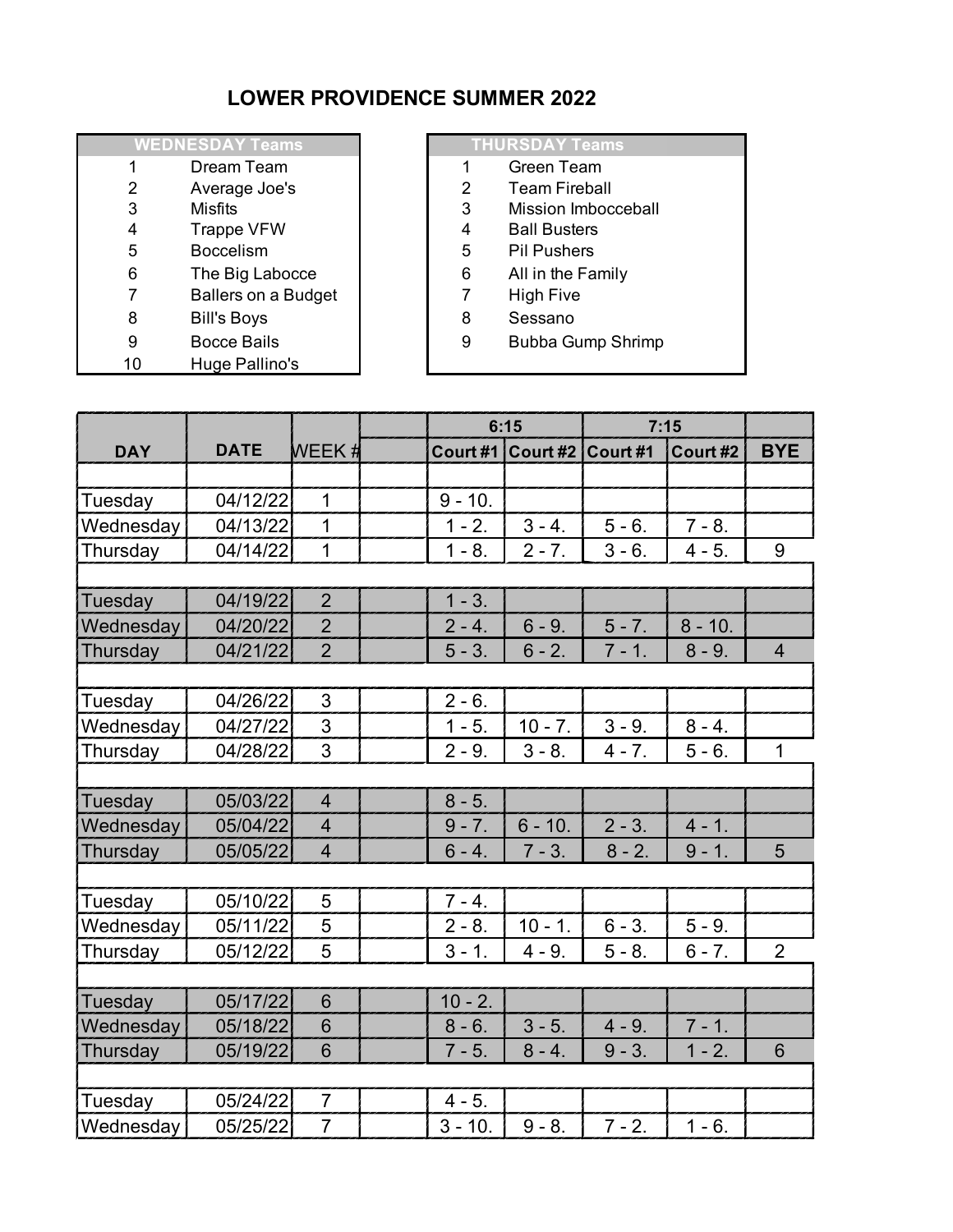# LOWER PROVIDENCE SUMMER 2022

| WEDNESDAY Teams | |
|---|---|
| 1 | Dream Team |
| 2 | Average Joe's |
| 3 | Misfits |
| 4 | Trappe VFW |
| 5 | Boccelism |
| 6 | The Big Labocce |
| 7 | Ballers on a Budget |
| 8 | Bill's Boys |
| 9 | Bocce Bails |
| 10 | Huge Pallino's |

| THURSDAY Teams | |
|---|---|
| 1 | Green Team |
| 2 | Team Fireball |
| 3 | Mission Imbocceball |
| 4 | Ball Busters |
| 5 | Pil Pushers |
| 6 | All in the Family |
| 7 | High Five |
| 8 | Sessano |
| 9 | Bubba Gump Shrimp |

| DAY | DATE | WEEK # | | 6:15 | | 7:15 | | BYE |
|---|---|---|---|---|---|---|---|---|
| | | | | Court #1 | Court #2 | Court #1 | Court #2 | |
| Tuesday | 04/12/22 | 1 | | 9 - 10. | | | | |
| Wednesday | 04/13/22 | 1 | | 1 - 2. | 3 - 4. | 5 - 6. | 7 - 8. | |
| Thursday | 04/14/22 | 1 | | 1 - 8. | 2 - 7. | 3 - 6. | 4 - 5. | 9 |
| Tuesday | 04/19/22 | 2 | | 1 - 3. | | | | |
| Wednesday | 04/20/22 | 2 | | 2 - 4. | 6 - 9. | 5 - 7. | 8 - 10. | |
| Thursday | 04/21/22 | 2 | | 5 - 3. | 6 - 2. | 7 - 1. | 8 - 9. | 4 |
| Tuesday | 04/26/22 | 3 | | 2 - 6. | | | | |
| Wednesday | 04/27/22 | 3 | | 1 - 5. | 10 - 7. | 3 - 9. | 8 - 4. | |
| Thursday | 04/28/22 | 3 | | 2 - 9. | 3 - 8. | 4 - 7. | 5 - 6. | 1 |
| Tuesday | 05/03/22 | 4 | | 8 - 5. | | | | |
| Wednesday | 05/04/22 | 4 | | 9 - 7. | 6 - 10. | 2 - 3. | 4 - 1. | |
| Thursday | 05/05/22 | 4 | | 6 - 4. | 7 - 3. | 8 - 2. | 9 - 1. | 5 |
| Tuesday | 05/10/22 | 5 | | 7 - 4. | | | | |
| Wednesday | 05/11/22 | 5 | | 2 - 8. | 10 - 1. | 6 - 3. | 5 - 9. | |
| Thursday | 05/12/22 | 5 | | 3 - 1. | 4 - 9. | 5 - 8. | 6 - 7. | 2 |
| Tuesday | 05/17/22 | 6 | | 10 - 2. | | | | |
| Wednesday | 05/18/22 | 6 | | 8 - 6. | 3 - 5. | 4 - 9. | 7 - 1. | |
| Thursday | 05/19/22 | 6 | | 7 - 5. | 8 - 4. | 9 - 3. | 1 - 2. | 6 |
| Tuesday | 05/24/22 | 7 | | 4 - 5. | | | | |
| Wednesday | 05/25/22 | 7 | | 3 - 10. | 9 - 8. | 7 - 2. | 1 - 6. | |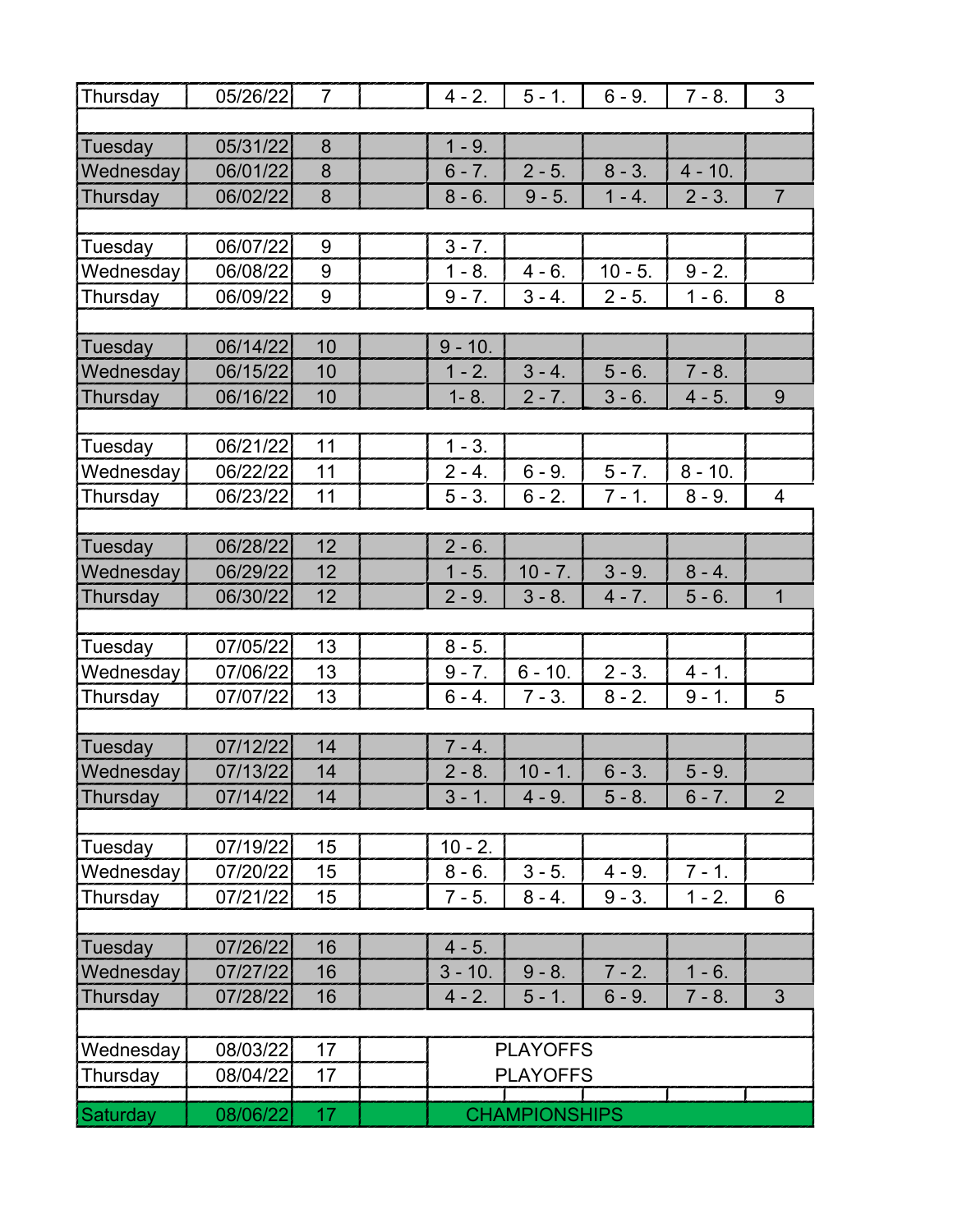| | | | | | | | | |
|---|---|---|---|---|---|---|---|---|
| Thursday | 05/26/22 | 7 | | 4 - 2. | 5 - 1. | 6 - 9. | 7 - 8. | 3 |
| | | | | | | | | |
| Tuesday | 05/31/22 | 8 | | 1 - 9. | | | | |
| Wednesday | 06/01/22 | 8 | | 6 - 7. | 2 - 5. | 8 - 3. | 4 - 10. | |
| Thursday | 06/02/22 | 8 | | 8 - 6. | 9 - 5. | 1 - 4. | 2 - 3. | 7 |
| | | | | | | | | |
| Tuesday | 06/07/22 | 9 | | 3 - 7. | | | | |
| Wednesday | 06/08/22 | 9 | | 1 - 8. | 4 - 6. | 10 - 5. | 9 - 2. | |
| Thursday | 06/09/22 | 9 | | 9 - 7. | 3 - 4. | 2 - 5. | 1 - 6. | 8 |
| | | | | | | | | |
| Tuesday | 06/14/22 | 10 | | 9 - 10. | | | | |
| Wednesday | 06/15/22 | 10 | | 1 - 2. | 3 - 4. | 5 - 6. | 7 - 8. | |
| Thursday | 06/16/22 | 10 | | 1- 8. | 2 - 7. | 3 - 6. | 4 - 5. | 9 |
| | | | | | | | | |
| Tuesday | 06/21/22 | 11 | | 1 - 3. | | | | |
| Wednesday | 06/22/22 | 11 | | 2 - 4. | 6 - 9. | 5 - 7. | 8 - 10. | |
| Thursday | 06/23/22 | 11 | | 5 - 3. | 6 - 2. | 7 - 1. | 8 - 9. | 4 |
| | | | | | | | | |
| Tuesday | 06/28/22 | 12 | | 2 - 6. | | | | |
| Wednesday | 06/29/22 | 12 | | 1 - 5. | 10 - 7. | 3 - 9. | 8 - 4. | |
| Thursday | 06/30/22 | 12 | | 2 - 9. | 3 - 8. | 4 - 7. | 5 - 6. | 1 |
| | | | | | | | | |
| Tuesday | 07/05/22 | 13 | | 8 - 5. | | | | |
| Wednesday | 07/06/22 | 13 | | 9 - 7. | 6 - 10. | 2 - 3. | 4 - 1. | |
| Thursday | 07/07/22 | 13 | | 6 - 4. | 7 - 3. | 8 - 2. | 9 - 1. | 5 |
| | | | | | | | | |
| Tuesday | 07/12/22 | 14 | | 7 - 4. | | | | |
| Wednesday | 07/13/22 | 14 | | 2 - 8. | 10 - 1. | 6 - 3. | 5 - 9. | |
| Thursday | 07/14/22 | 14 | | 3 - 1. | 4 - 9. | 5 - 8. | 6 - 7. | 2 |
| | | | | | | | | |
| Tuesday | 07/19/22 | 15 | | 10 - 2. | | | | |
| Wednesday | 07/20/22 | 15 | | 8 - 6. | 3 - 5. | 4 - 9. | 7 - 1. | |
| Thursday | 07/21/22 | 15 | | 7 - 5. | 8 - 4. | 9 - 3. | 1 - 2. | 6 |
| | | | | | | | | |
| Tuesday | 07/26/22 | 16 | | 4 - 5. | | | | |
| Wednesday | 07/27/22 | 16 | | 3 - 10. | 9 - 8. | 7 - 2. | 1 - 6. | |
| Thursday | 07/28/22 | 16 | | 4 - 2. | 5 - 1. | 6 - 9. | 7 - 8. | 3 |
| | | | | | | | | |
| Wednesday | 08/03/22 | 17 | | PLAYOFFS | | | | |
| Thursday | 08/04/22 | 17 | | PLAYOFFS | | | | |
| | | | | | | | | |
| Saturday | 08/06/22 | 17 | | CHAMPIONSHIPS | | | | |